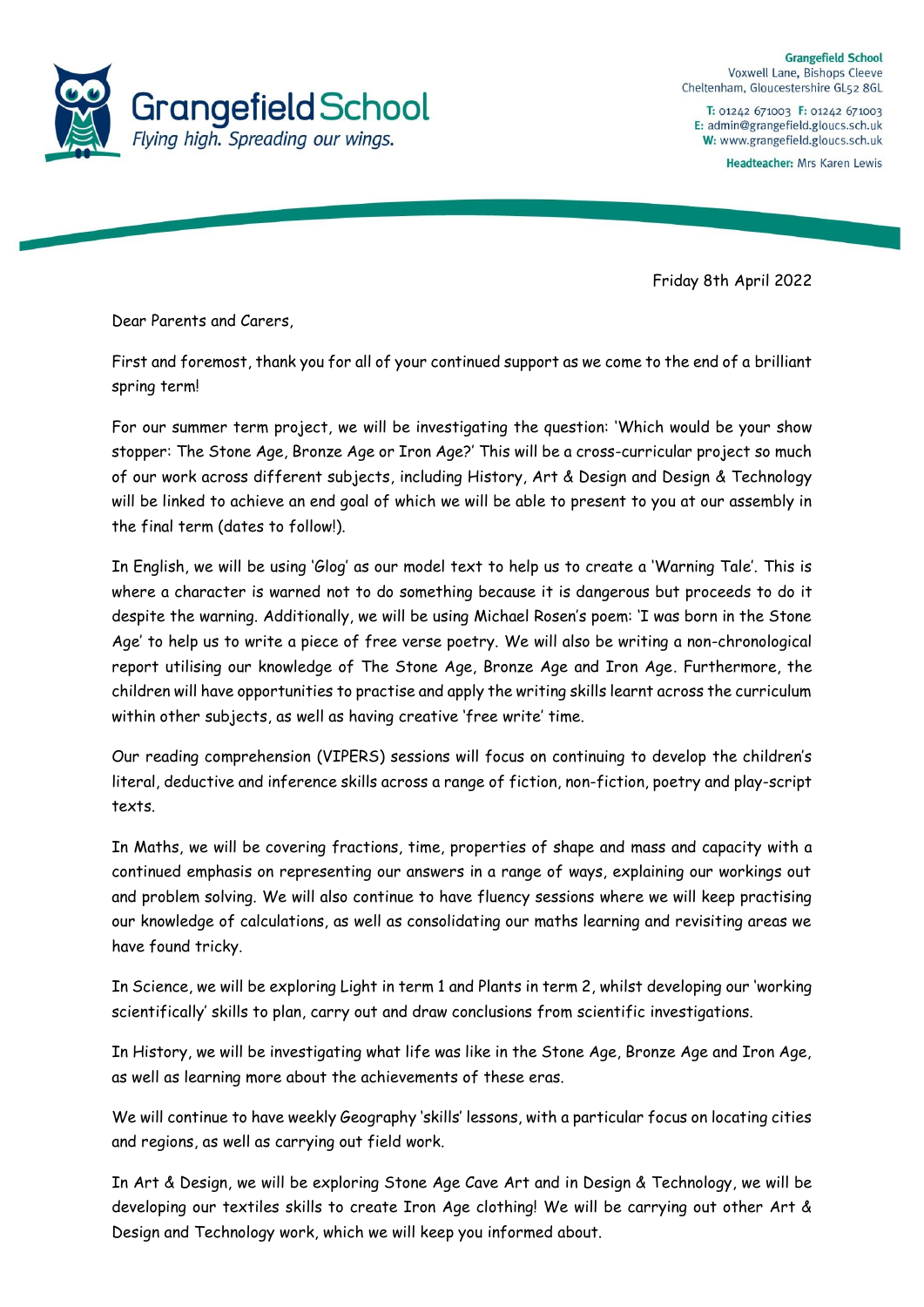Grangefield School
*Flying high. Spreading our wings.*

**Grangefield School**
Voxwell Lane, Bishops Cleeve
Cheltenham, Gloucestershire GL52 8GL

**T:** 01242 671003 **F:** 01242 671003
**E:** admin@grangefield.gloucs.sch.uk
**W:** www.grangefield.gloucs.sch.uk

**Headteacher:** Mrs Karen Lewis

Friday 8th April 2022

Dear Parents and Carers,

First and foremost, thank you for all of your continued support as we come to the end of a brilliant spring term!

For our summer term project, we will be investigating the question: 'Which would be your show stopper: The Stone Age, Bronze Age or Iron Age?' This will be a cross-curricular project so much of our work across different subjects, including History, Art & Design and Design & Technology will be linked to achieve an end goal of which we will be able to present to you at our assembly in the final term (dates to follow!).

In English, we will be using 'Glog' as our model text to help us to create a 'Warning Tale'. This is where a character is warned not to do something because it is dangerous but proceeds to do it despite the warning. Additionally, we will be using Michael Rosen's poem: 'I was born in the Stone Age' to help us to write a piece of free verse poetry. We will also be writing a non-chronological report utilising our knowledge of The Stone Age, Bronze Age and Iron Age. Furthermore, the children will have opportunities to practise and apply the writing skills learnt across the curriculum within other subjects, as well as having creative 'free write' time.

Our reading comprehension (VIPERS) sessions will focus on continuing to develop the children's literal, deductive and inference skills across a range of fiction, non-fiction, poetry and play-script texts.

In Maths, we will be covering fractions, time, properties of shape and mass and capacity with a continued emphasis on representing our answers in a range of ways, explaining our workings out and problem solving. We will also continue to have fluency sessions where we will keep practising our knowledge of calculations, as well as consolidating our maths learning and revisiting areas we have found tricky.

In Science, we will be exploring Light in term 1 and Plants in term 2, whilst developing our 'working scientifically' skills to plan, carry out and draw conclusions from scientific investigations.

In History, we will be investigating what life was like in the Stone Age, Bronze Age and Iron Age, as well as learning more about the achievements of these eras.

We will continue to have weekly Geography 'skills' lessons, with a particular focus on locating cities and regions, as well as carrying out field work.

In Art & Design, we will be exploring Stone Age Cave Art and in Design & Technology, we will be developing our textiles skills to create Iron Age clothing! We will be carrying out other Art & Design and Technology work, which we will keep you informed about.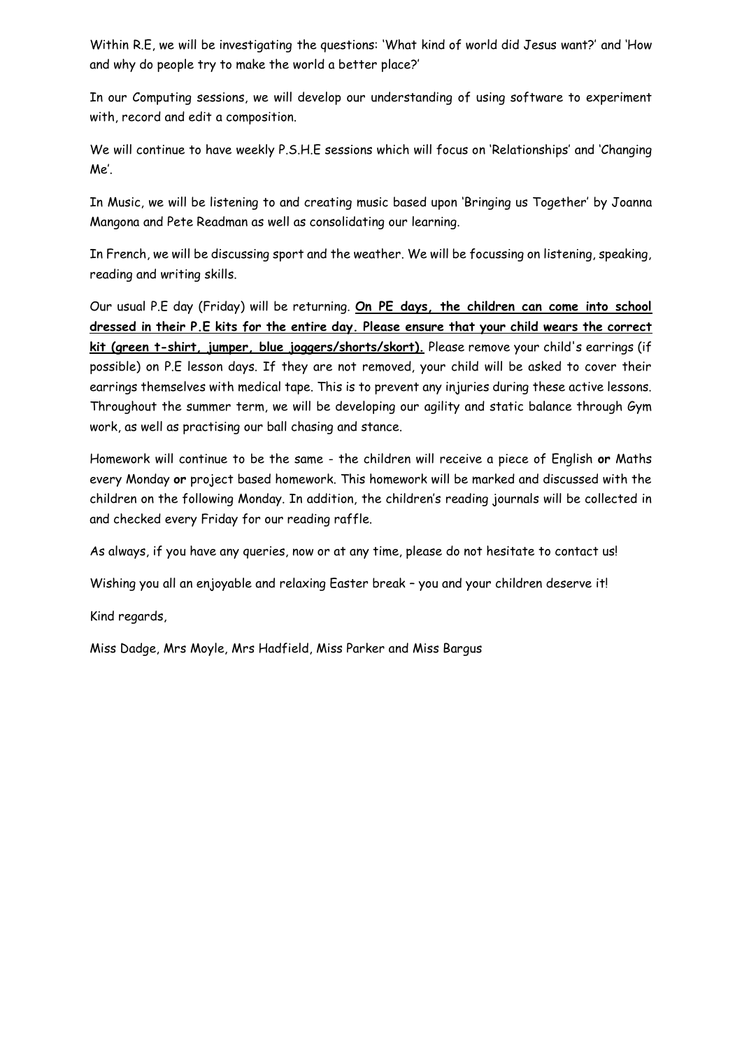Within R.E, we will be investigating the questions: 'What kind of world did Jesus want?' and 'How and why do people try to make the world a better place?'

In our Computing sessions, we will develop our understanding of using software to experiment with, record and edit a composition.

We will continue to have weekly P.S.H.E sessions which will focus on 'Relationships' and 'Changing Me'.

In Music, we will be listening to and creating music based upon 'Bringing us Together' by Joanna Mangona and Pete Readman as well as consolidating our learning.

In French, we will be discussing sport and the weather. We will be focussing on listening, speaking, reading and writing skills.

Our usual P.E day (Friday) will be returning. **<u>On PE days, the children can come into school dressed in their P.E kits for the entire day. Please ensure that your child wears the correct kit (green t-shirt, jumper, blue joggers/shorts/skort).</u>** Please remove your child's earrings (if possible) on P.E lesson days. If they are not removed, your child will be asked to cover their earrings themselves with medical tape. This is to prevent any injuries during these active lessons. Throughout the summer term, we will be developing our agility and static balance through Gym work, as well as practising our ball chasing and stance.

Homework will continue to be the same - the children will receive a piece of English **or** Maths every Monday **or** project based homework. This homework will be marked and discussed with the children on the following Monday. In addition, the children's reading journals will be collected in and checked every Friday for our reading raffle.

As always, if you have any queries, now or at any time, please do not hesitate to contact us!

Wishing you all an enjoyable and relaxing Easter break – you and your children deserve it!

Kind regards,

Miss Dadge, Mrs Moyle, Mrs Hadfield, Miss Parker and Miss Bargus